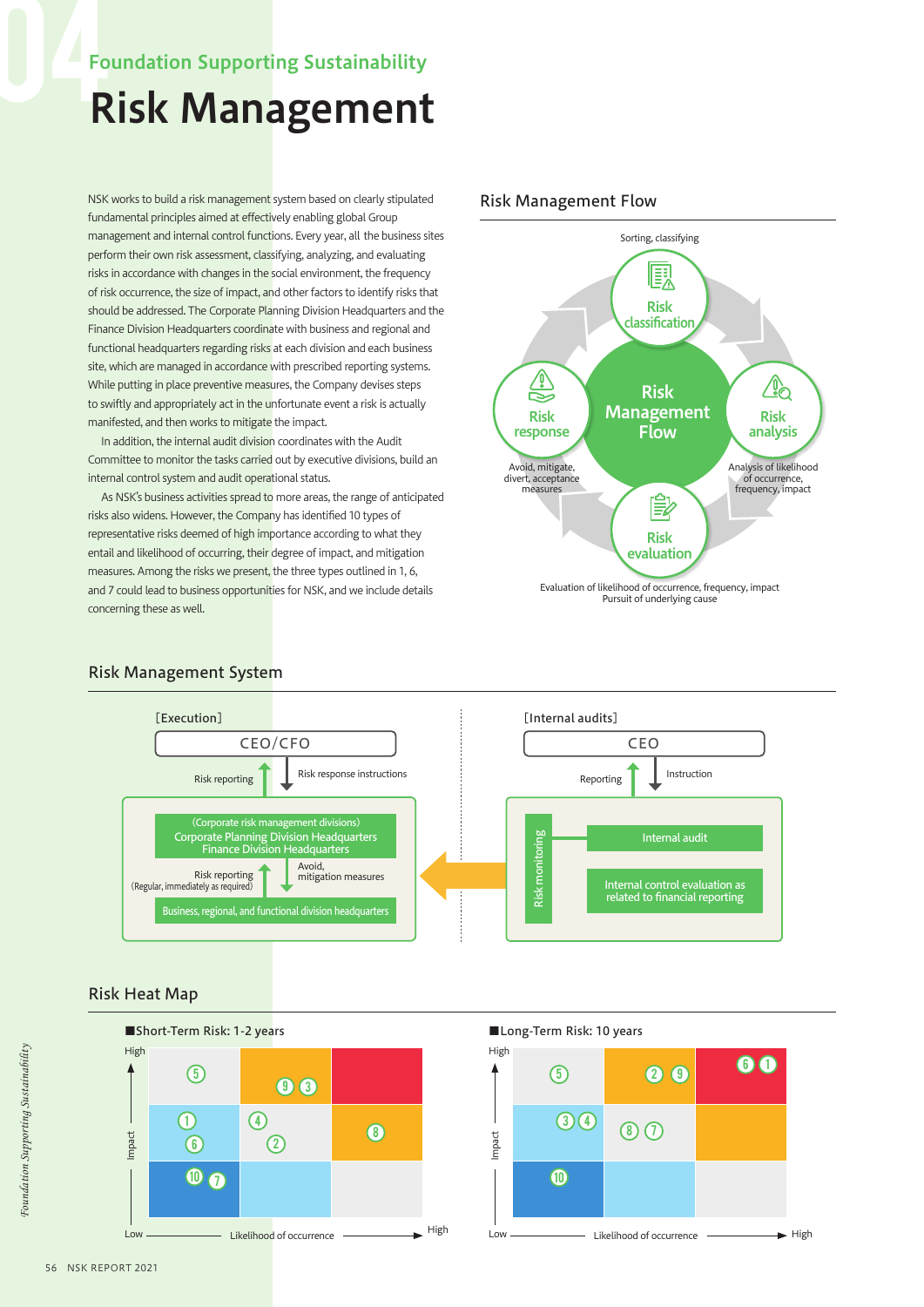# Foundation Supporting Sustainability

# Risk Management

NSK works to build a risk management system based on clearly stipulated fundamental principles aimed at effectively enabling global Group management and internal control functions. Every year, all the business sites perform their own risk assessment, classifying, analyzing, and evaluating risks in accordance with changes in the social environment, the frequency of risk occurrence, the size of impact, and other factors to identify risks that should be addressed. The Corporate Planning Division Headquarters and the Finance Division Headquarters coordinate with business and regional and functional headquarters regarding risks at each division and each business site, which are managed in accordance with prescribed reporting systems. While putting in place preventive measures, the Company devises steps to swiftly and appropriately act in the unfortunate event a risk is actually manifested, and then works to mitigate the impact.

In addition, the internal audit division coordinates with the Audit Committee to monitor the tasks carried out by executive divisions, build an internal control system and audit operational status.

As NSK's business activities spread to more areas, the range of anticipated risks also widens. However, the Company has identified 10 types of representative risks deemed of high importance according to what they entail and likelihood of occurring, their degree of impact, and mitigation measures. Among the risks we present, the three types outlined in 1, 6, and 7 could lead to business opportunities for NSK, and we include details concerning these as well.

## Risk Management Flow

- **Risk classification**: Sorting, classifying
- **Risk analysis**: Analysis of likelihood of occurrence, frequency, impact
- **Risk evaluation**: Evaluation of likelihood of occurrence, frequency, impact; Pursuit of underlying cause
- **Risk response**: Avoid, mitigate, divert, acceptance measures

## Risk Management System

**[Execution]**

- CEO/CFO
  - Risk reporting ↑ / Risk response instructions ↓
- (Corporate risk management divisions) Corporate Planning Division Headquarters, Finance Division Headquarters
  - Risk reporting (Regular, immediately as required) ↑ / Avoid, mitigation measures ↓
- Business, regional, and functional division headquarters

**[Internal audits]**

- CEO
  - Reporting ↑ / Instruction ↓
- Risk monitoring
  - Internal audit
  - Internal control evaluation as related to financial reporting

## Risk Heat Map

■Short-Term Risk: 1-2 years

| Impact \ Likelihood of occurrence | Low | | | High |
|---|---|---|---|---|
| High | 5 | 9, 3 | | |
| | 1, 6 | 4, 2 | 8 | |
| Low | 10, 7 | | | |

■Long-Term Risk: 10 years

| Impact \ Likelihood of occurrence | Low | | | High |
|---|---|---|---|---|
| High | 5 | 2, 9 | 6, 1 | |
| | 3, 4 | 8, 7 | | |
| Low | 10 | | | |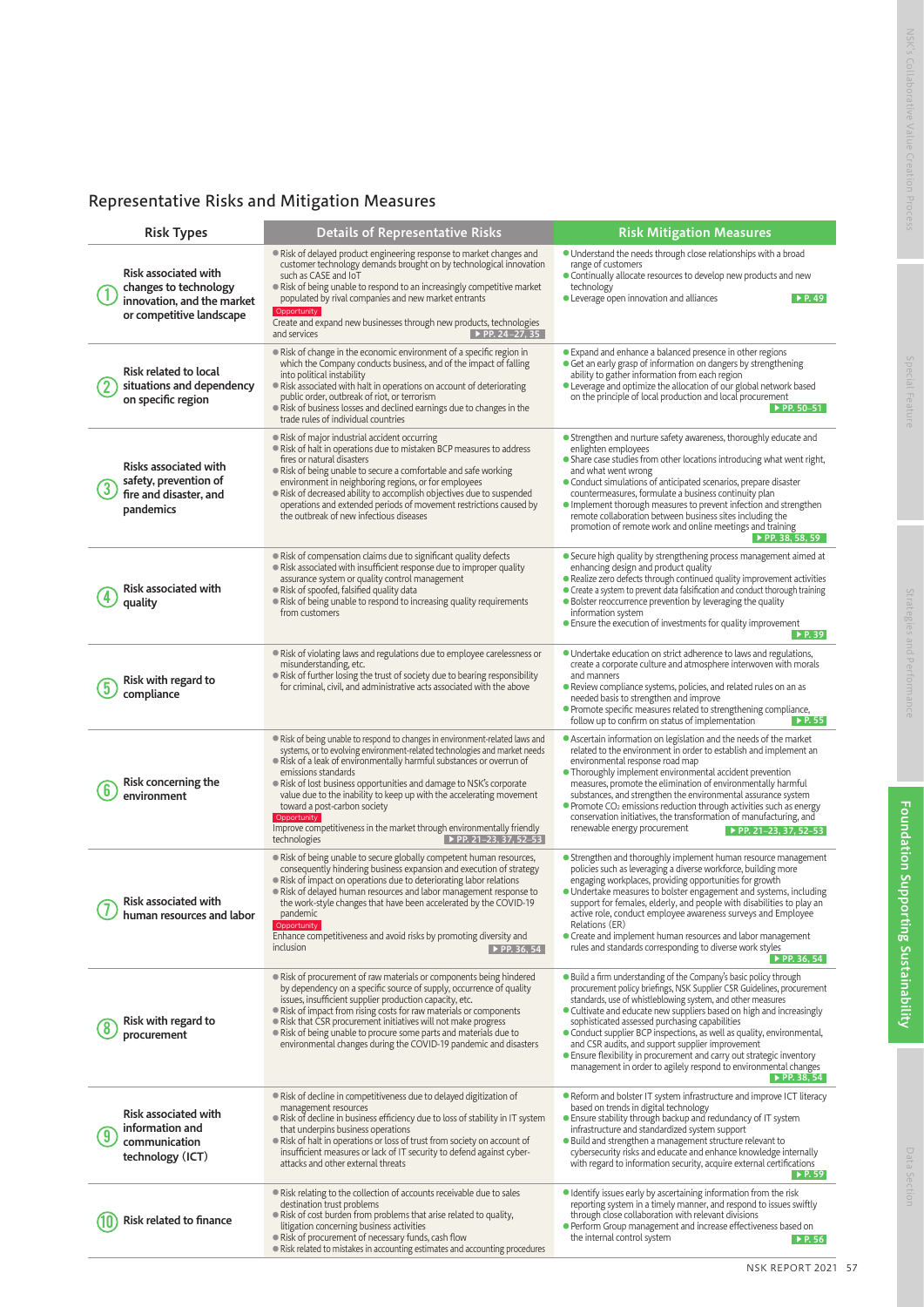## Representative Risks and Mitigation Measures

| Risk Types | Details of Representative Risks | Risk Mitigation Measures |
|---|---|---|
| ① Risk associated with changes to technology innovation, and the market or competitive landscape | ● Risk of delayed product engineering response to market changes and customer technology demands brought on by technological innovation such as CASE and IoT<br>● Risk of being unable to respond to an increasingly competitive market populated by rival companies and new market entrants<br>Opportunity<br>Create and expand new businesses through new products, technologies and services ▶ PP. 24–27, 35 | ● Understand the needs through close relationships with a broad range of customers<br>● Continually allocate resources to develop new products and new technology<br>● Leverage open innovation and alliances ▶ P. 49 |
| ② Risk related to local situations and dependency on specific region | ● Risk of change in the economic environment of a specific region in which the Company conducts business, and of the impact of falling into political instability<br>● Risk associated with halt in operations on account of deteriorating public order, outbreak of riot, or terrorism<br>● Risk of business losses and declined earnings due to changes in the trade rules of individual countries | ● Expand and enhance a balanced presence in other regions<br>● Get an early grasp of information on dangers by strengthening ability to gather information from each region<br>● Leverage and optimize the allocation of our global network based on the principle of local production and local procurement ▶ PP. 50–51 |
| ③ Risks associated with safety, prevention of fire and disaster, and pandemics | ● Risk of major industrial accident occurring<br>● Risk of halt in operations due to mistaken BCP measures to address fires or natural disasters<br>● Risk of being unable to secure a comfortable and safe working environment in neighboring regions, or for employees<br>● Risk of decreased ability to accomplish objectives due to suspended operations and extended periods of movement restrictions caused by the outbreak of new infectious diseases | ● Strengthen and nurture safety awareness, thoroughly educate and enlighten employees<br>● Share case studies from other locations introducing what went right, and what went wrong<br>● Conduct simulations of anticipated scenarios, prepare disaster countermeasures, formulate a business continuity plan<br>● Implement thorough measures to prevent infection and strengthen remote collaboration between business sites including the promotion of remote work and online meetings and training ▶ PP. 38, 58, 59 |
| ④ Risk associated with quality | ● Risk of compensation claims due to significant quality defects<br>● Risk associated with insufficient response due to improper quality assurance system or quality control management<br>● Risk of spoofed, falsified quality data<br>● Risk of being unable to respond to increasing quality requirements from customers | ● Secure high quality by strengthening process management aimed at enhancing design and product quality<br>● Realize zero defects through continued quality improvement activities<br>● Create a system to prevent data falsification and conduct thorough training<br>● Bolster reoccurrence prevention by leveraging the quality information system<br>● Ensure the execution of investments for quality improvement ▶ P. 39 |
| ⑤ Risk with regard to compliance | ● Risk of violating laws and regulations due to employee carelessness or misunderstanding, etc.<br>● Risk of further losing the trust of society due to bearing responsibility for criminal, civil, and administrative acts associated with the above | ● Undertake education on strict adherence to laws and regulations, create a corporate culture and atmosphere interwoven with morals and manners<br>● Review compliance systems, policies, and related rules on an as needed basis to strengthen and improve<br>● Promote specific measures related to strengthening compliance, follow up to confirm on status of implementation ▶ P. 55 |
| ⑥ Risk concerning the environment | ● Risk of being unable to respond to changes in environment-related laws and systems, or to evolving environment-related technologies and market needs<br>● Risk of a leak of environmentally harmful substances or overrun of emissions standards<br>● Risk of lost business opportunities and damage to NSK's corporate value due to the inability to keep up with the accelerating movement toward a post-carbon society<br>Opportunity<br>Improve competitiveness in the market through environmentally friendly technologies ▶ PP. 21–23, 37, 52–53 | ● Ascertain information on legislation and the needs of the market related to the environment in order to establish and implement an environmental response road map<br>● Thoroughly implement environmental accident prevention measures, promote the elimination of environmentally harmful substances, and strengthen the environmental assurance system<br>● Promote $CO_2$ emissions reduction through activities such as energy conservation initiatives, the transformation of manufacturing, and renewable energy procurement ▶ PP. 21–23, 37, 52–53 |
| ⑦ Risk associated with human resources and labor | ● Risk of being unable to secure globally competent human resources, consequently hindering business expansion and execution of strategy<br>● Risk of impact on operations due to deteriorating labor relations<br>● Risk of delayed human resources and labor management response to the work-style changes that have been accelerated by the COVID-19 pandemic<br>Opportunity<br>Enhance competitiveness and avoid risks by promoting diversity and inclusion ▶ PP. 36, 54 | ● Strengthen and thoroughly implement human resource management policies such as leveraging a diverse workforce, building more engaging workplaces, providing opportunities for growth<br>● Undertake measures to bolster engagement and systems, including support for females, elderly, and people with disabilities to play an active role, conduct employee awareness surveys and Employee Relations (ER)<br>● Create and implement human resources and labor management rules and standards corresponding to diverse work styles ▶ PP. 36, 54 |
| ⑧ Risk with regard to procurement | ● Risk of procurement of raw materials or components being hindered by dependency on a specific source of supply, occurrence of quality issues, insufficient supplier production capacity, etc.<br>● Risk of impact from rising costs for raw materials or components<br>● Risk that CSR procurement initiatives will not make progress<br>● Risk of being unable to procure some parts and materials due to environmental changes during the COVID-19 pandemic and disasters | ● Build a firm understanding of the Company's basic policy through procurement policy briefings, NSK Supplier CSR Guidelines, procurement standards, use of whistleblowing system, and other measures<br>● Cultivate and educate new suppliers based on high and increasingly sophisticated assessed purchasing capabilities<br>● Conduct supplier BCP inspections, as well as quality, environmental, and CSR audits, and support supplier improvement<br>● Ensure flexibility in procurement and carry out strategic inventory management in order to agilely respond to environmental changes ▶ PP. 38, 54 |
| ⑨ Risk associated with information and communication technology (ICT) | ● Risk of decline in competitiveness due to delayed digitization of management resources<br>● Risk of decline in business efficiency due to loss of stability in IT system that underpins business operations<br>● Risk of halt in operations or loss of trust from society on account of insufficient measures or lack of IT security to defend against cyber-attacks and other external threats | ● Reform and bolster IT system infrastructure and improve ICT literacy based on trends in digital technology<br>● Ensure stability through backup and redundancy of IT system infrastructure and standardized system support<br>● Build and strengthen a management structure relevant to cybersecurity risks and educate and enhance knowledge internally with regard to information security, acquire external certifications ▶ P. 59 |
| ⑩ Risk related to finance | ● Risk relating to the collection of accounts receivable due to sales destination trust problems<br>● Risk of cost burden from problems that arise related to quality, litigation concerning business activities<br>● Risk of procurement of necessary funds, cash flow<br>● Risk related to mistakes in accounting estimates and accounting procedures | ● Identify issues early by ascertaining information from the risk reporting system in a timely manner, and respond to issues swiftly through close collaboration with relevant divisions<br>● Perform Group management and increase effectiveness based on the internal control system ▶ P. 56 |